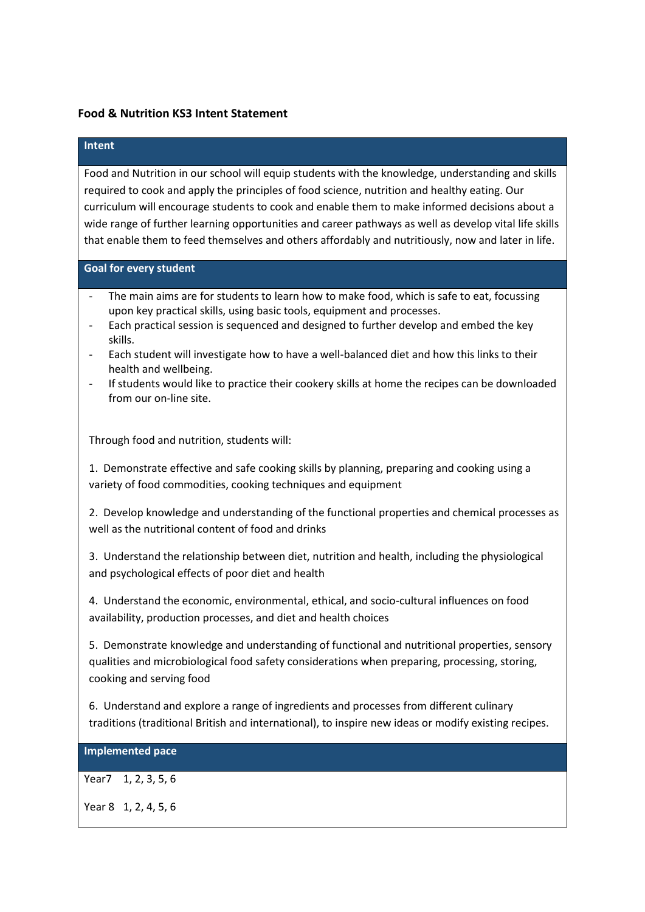# Food & Nutrition KS3 Intent Statement

## Intent

Food and Nutrition in our school will equip students with the knowledge, understanding and skills required to cook and apply the principles of food science, nutrition and healthy eating. Our curriculum will encourage students to cook and enable them to make informed decisions about a wide range of further learning opportunities and career pathways as well as develop vital life skills that enable them to feed themselves and others affordably and nutritiously, now and later in life.

## Goal for every student

- The main aims are for students to learn how to make food, which is safe to eat, focussing upon key practical skills, using basic tools, equipment and processes.
- Each practical session is sequenced and designed to further develop and embed the key skills.
- Each student will investigate how to have a well-balanced diet and how this links to their health and wellbeing.
- If students would like to practice their cookery skills at home the recipes can be downloaded from our on-line site.

Through food and nutrition, students will:

1. Demonstrate effective and safe cooking skills by planning, preparing and cooking using a variety of food commodities, cooking techniques and equipment

2. Develop knowledge and understanding of the functional properties and chemical processes as well as the nutritional content of food and drinks

3. Understand the relationship between diet, nutrition and health, including the physiological and psychological effects of poor diet and health

4. Understand the economic, environmental, ethical, and socio-cultural influences on food availability, production processes, and diet and health choices

5. Demonstrate knowledge and understanding of functional and nutritional properties, sensory qualities and microbiological food safety considerations when preparing, processing, storing, cooking and serving food

6. Understand and explore a range of ingredients and processes from different culinary traditions (traditional British and international), to inspire new ideas or modify existing recipes.

## Implemented pace

Year7 1, 2, 3, 5, 6

Year 8 1, 2, 4, 5, 6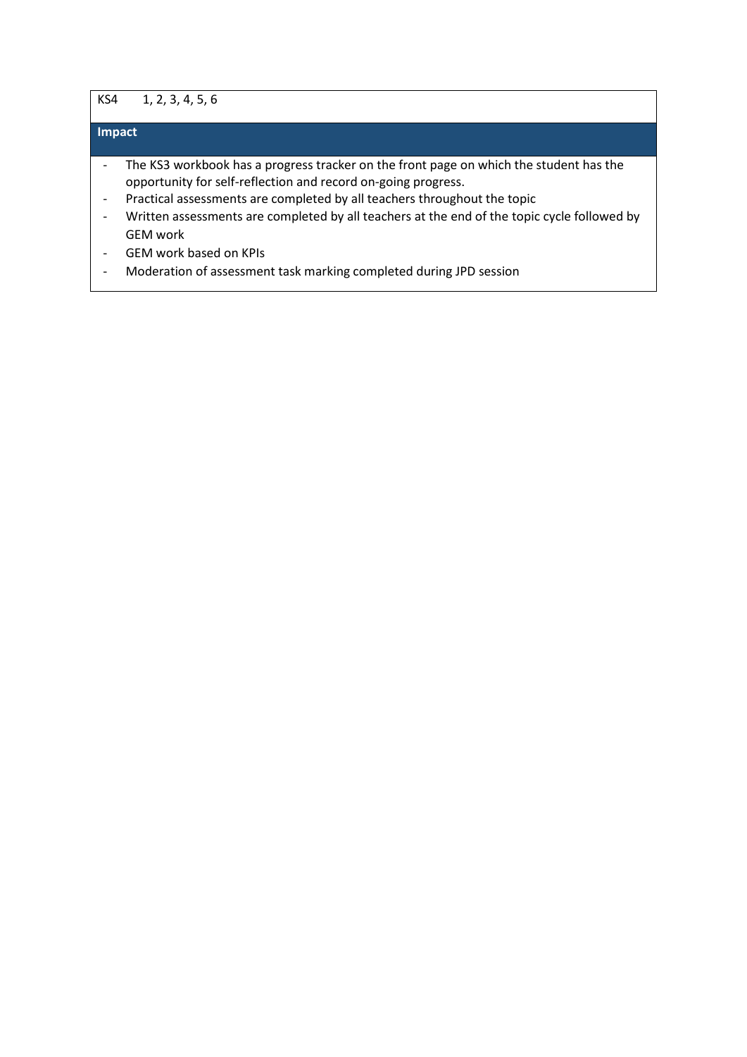| KS4 | 1, 2, 3, 4, 5, 6 |
| --- | --- |

## Impact

- The KS3 workbook has a progress tracker on the front page on which the student has the opportunity for self-reflection and record on-going progress.
- Practical assessments are completed by all teachers throughout the topic
- Written assessments are completed by all teachers at the end of the topic cycle followed by GEM work
- GEM work based on KPIs
- Moderation of assessment task marking completed during JPD session